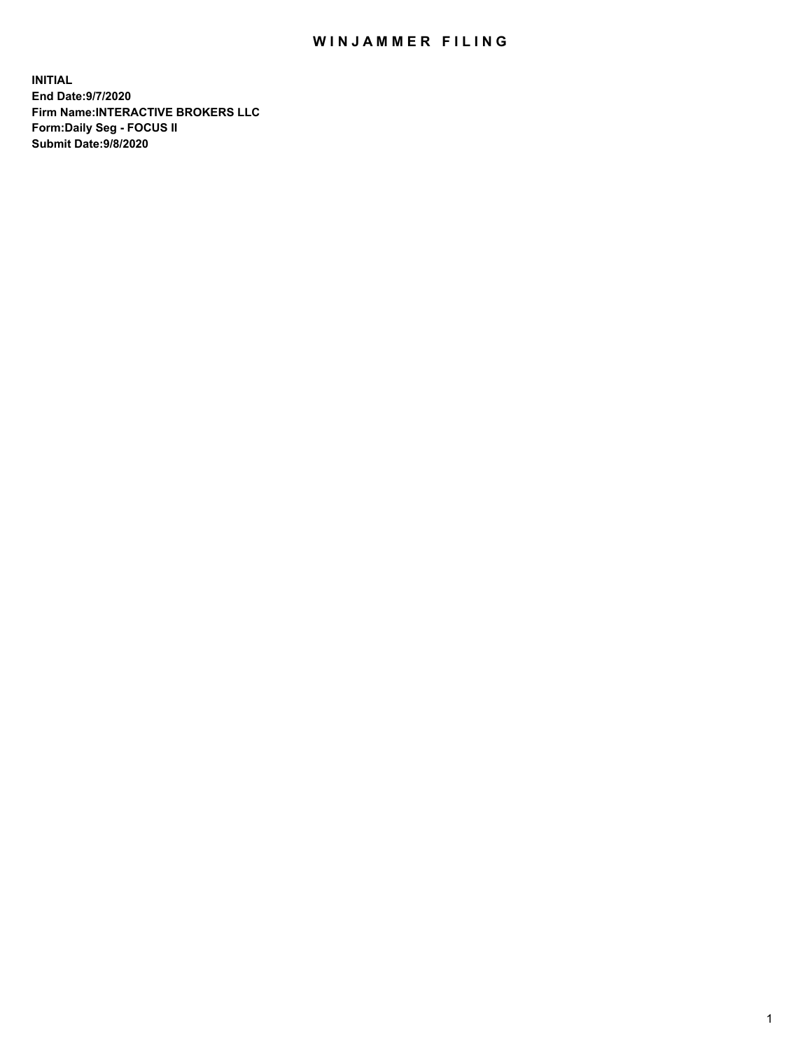# WINJAMMER FILING

**INITIAL**
**End Date:9/7/2020**
**Firm Name:INTERACTIVE BROKERS LLC**
**Form:Daily Seg - FOCUS II**
**Submit Date:9/8/2020**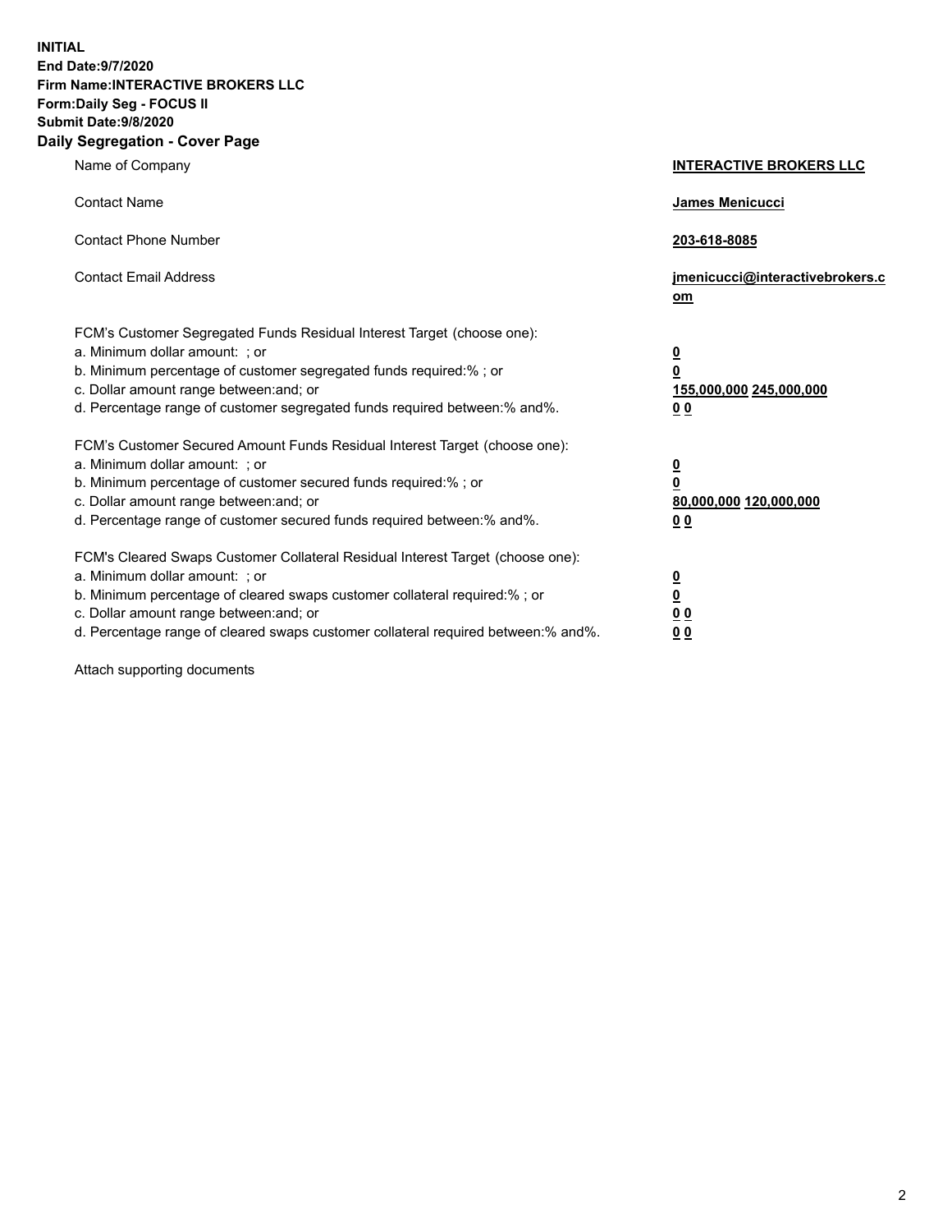**INITIAL**
**End Date:9/7/2020**
**Firm Name:INTERACTIVE BROKERS LLC**
**Form:Daily Seg - FOCUS II**
**Submit Date:9/8/2020**

## Daily Segregation - Cover Page

| | |
|---|---|
| Name of Company | **INTERACTIVE BROKERS LLC** |
| Contact Name | **James Menicucci** |
| Contact Phone Number | **203-618-8085** |
| Contact Email Address | **jmenicucci@interactivebrokers.com** |
| FCM's Customer Segregated Funds Residual Interest Target (choose one): | |
| a. Minimum dollar amount: ; or | **0** |
| b. Minimum percentage of customer segregated funds required:% ; or | **0** |
| c. Dollar amount range between:and; or | **155,000,000 245,000,000** |
| d. Percentage range of customer segregated funds required between:% and%. | **0 0** |
| FCM's Customer Secured Amount Funds Residual Interest Target (choose one): | |
| a. Minimum dollar amount: ; or | **0** |
| b. Minimum percentage of customer secured funds required:% ; or | **0** |
| c. Dollar amount range between:and; or | **80,000,000 120,000,000** |
| d. Percentage range of customer secured funds required between:% and%. | **0 0** |
| FCM's Cleared Swaps Customer Collateral Residual Interest Target (choose one): | |
| a. Minimum dollar amount: ; or | **0** |
| b. Minimum percentage of cleared swaps customer collateral required:% ; or | **0** |
| c. Dollar amount range between:and; or | **0 0** |
| d. Percentage range of cleared swaps customer collateral required between:% and%. | **0 0** |

Attach supporting documents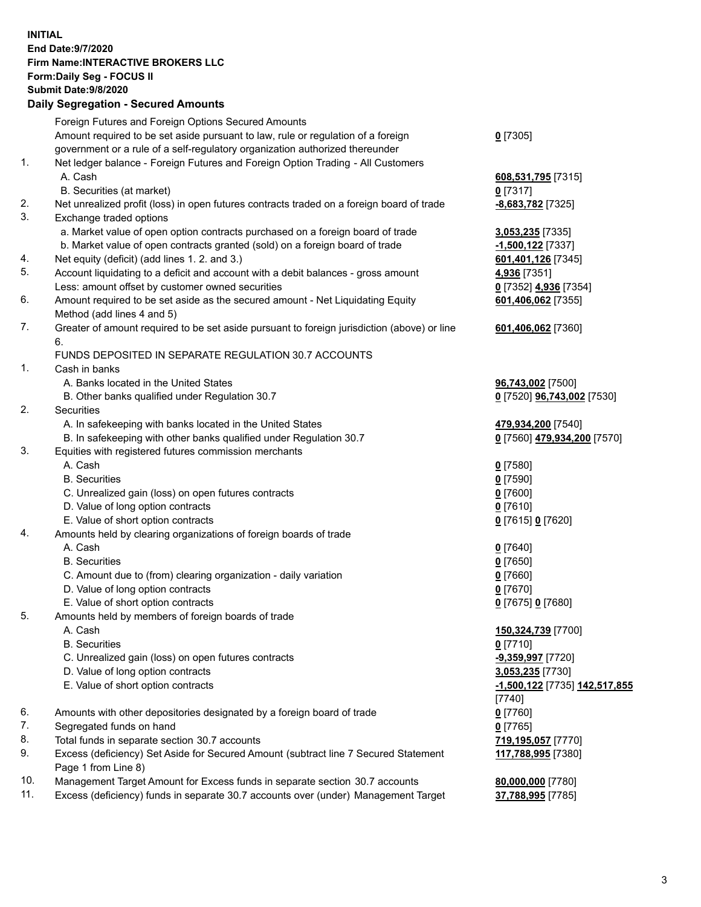**INITIAL**
**End Date:9/7/2020**
**Firm Name:INTERACTIVE BROKERS LLC**
**Form:Daily Seg - FOCUS II**
**Submit Date:9/8/2020**

## Daily Segregation - Secured Amounts

| | | |
|---|---|---|
| | Foreign Futures and Foreign Options Secured Amounts | |
| | Amount required to be set aside pursuant to law, rule or regulation of a foreign government or a rule of a self-regulatory organization authorized thereunder | **0** [7305] |
| 1. | Net ledger balance - Foreign Futures and Foreign Option Trading - All Customers | |
| | A. Cash | **608,531,795** [7315] |
| | B. Securities (at market) | **0** [7317] |
| 2. | Net unrealized profit (loss) in open futures contracts traded on a foreign board of trade | **-8,683,782** [7325] |
| 3. | Exchange traded options | |
| | a. Market value of open option contracts purchased on a foreign board of trade | **3,053,235** [7335] |
| | b. Market value of open contracts granted (sold) on a foreign board of trade | **-1,500,122** [7337] |
| 4. | Net equity (deficit) (add lines 1. 2. and 3.) | **601,401,126** [7345] |
| 5. | Account liquidating to a deficit and account with a debit balances - gross amount | **4,936** [7351] |
| | Less: amount offset by customer owned securities | **0** [7352] **4,936** [7354] |
| 6. | Amount required to be set aside as the secured amount - Net Liquidating Equity Method (add lines 4 and 5) | **601,406,062** [7355] |
| 7. | Greater of amount required to be set aside pursuant to foreign jurisdiction (above) or line 6. | **601,406,062** [7360] |
| | FUNDS DEPOSITED IN SEPARATE REGULATION 30.7 ACCOUNTS | |
| 1. | Cash in banks | |
| | A. Banks located in the United States | **96,743,002** [7500] |
| | B. Other banks qualified under Regulation 30.7 | **0** [7520] **96,743,002** [7530] |
| 2. | Securities | |
| | A. In safekeeping with banks located in the United States | **479,934,200** [7540] |
| | B. In safekeeping with other banks qualified under Regulation 30.7 | **0** [7560] **479,934,200** [7570] |
| 3. | Equities with registered futures commission merchants | |
| | A. Cash | **0** [7580] |
| | B. Securities | **0** [7590] |
| | C. Unrealized gain (loss) on open futures contracts | **0** [7600] |
| | D. Value of long option contracts | **0** [7610] |
| | E. Value of short option contracts | **0** [7615] **0** [7620] |
| 4. | Amounts held by clearing organizations of foreign boards of trade | |
| | A. Cash | **0** [7640] |
| | B. Securities | **0** [7650] |
| | C. Amount due to (from) clearing organization - daily variation | **0** [7660] |
| | D. Value of long option contracts | **0** [7670] |
| | E. Value of short option contracts | **0** [7675] **0** [7680] |
| 5. | Amounts held by members of foreign boards of trade | |
| | A. Cash | **150,324,739** [7700] |
| | B. Securities | **0** [7710] |
| | C. Unrealized gain (loss) on open futures contracts | **-9,359,997** [7720] |
| | D. Value of long option contracts | **3,053,235** [7730] |
| | E. Value of short option contracts | **-1,500,122** [7735] **142,517,855** [7740] |
| 6. | Amounts with other depositories designated by a foreign board of trade | **0** [7760] |
| 7. | Segregated funds on hand | **0** [7765] |
| 8. | Total funds in separate section 30.7 accounts | **719,195,057** [7770] |
| 9. | Excess (deficiency) Set Aside for Secured Amount (subtract line 7 Secured Statement Page 1 from Line 8) | **117,788,995** [7380] |
| 10. | Management Target Amount for Excess funds in separate section 30.7 accounts | **80,000,000** [7780] |
| 11. | Excess (deficiency) funds in separate 30.7 accounts over (under) Management Target | **37,788,995** [7785] |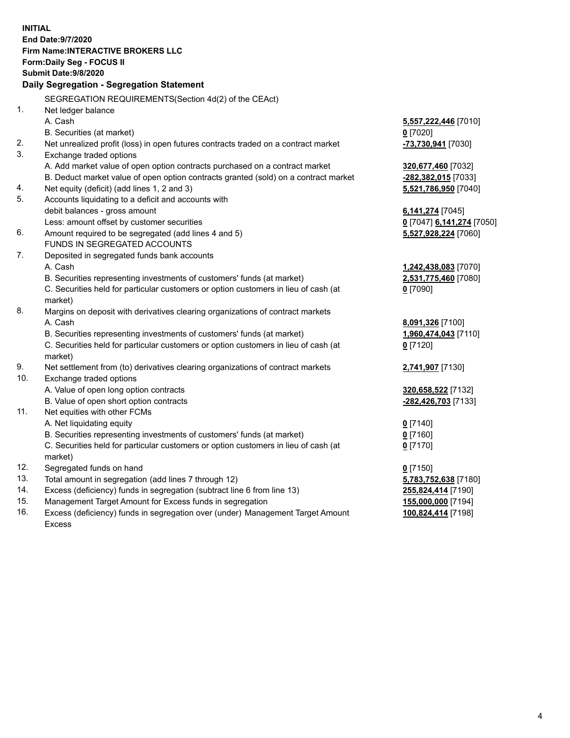**INITIAL**
**End Date:9/7/2020**
**Firm Name:INTERACTIVE BROKERS LLC**
**Form:Daily Seg - FOCUS II**
**Submit Date:9/8/2020**

## Daily Segregation - Segregation Statement

SEGREGATION REQUIREMENTS(Section 4d(2) of the CEAct)

| | | |
|---|---|---|
| 1. | Net ledger balance | |
| | A. Cash | **5,557,222,446** [7010] |
| | B. Securities (at market) | **0** [7020] |
| 2. | Net unrealized profit (loss) in open futures contracts traded on a contract market | **-73,730,941** [7030] |
| 3. | Exchange traded options | |
| | A. Add market value of open option contracts purchased on a contract market | **320,677,460** [7032] |
| | B. Deduct market value of open option contracts granted (sold) on a contract market | **-282,382,015** [7033] |
| 4. | Net equity (deficit) (add lines 1, 2 and 3) | **5,521,786,950** [7040] |
| 5. | Accounts liquidating to a deficit and accounts with debit balances - gross amount | **6,141,274** [7045] |
| | Less: amount offset by customer securities | **0** [7047] **6,141,274** [7050] |
| 6. | Amount required to be segregated (add lines 4 and 5) | **5,527,928,224** [7060] |
| | FUNDS IN SEGREGATED ACCOUNTS | |
| 7. | Deposited in segregated funds bank accounts | |
| | A. Cash | **1,242,438,083** [7070] |
| | B. Securities representing investments of customers' funds (at market) | **2,531,775,460** [7080] |
| | C. Securities held for particular customers or option customers in lieu of cash (at market) | **0** [7090] |
| 8. | Margins on deposit with derivatives clearing organizations of contract markets | |
| | A. Cash | **8,091,326** [7100] |
| | B. Securities representing investments of customers' funds (at market) | **1,960,474,043** [7110] |
| | C. Securities held for particular customers or option customers in lieu of cash (at market) | **0** [7120] |
| 9. | Net settlement from (to) derivatives clearing organizations of contract markets | **2,741,907** [7130] |
| 10. | Exchange traded options | |
| | A. Value of open long option contracts | **320,658,522** [7132] |
| | B. Value of open short option contracts | **-282,426,703** [7133] |
| 11. | Net equities with other FCMs | |
| | A. Net liquidating equity | **0** [7140] |
| | B. Securities representing investments of customers' funds (at market) | **0** [7160] |
| | C. Securities held for particular customers or option customers in lieu of cash (at market) | **0** [7170] |
| 12. | Segregated funds on hand | **0** [7150] |
| 13. | Total amount in segregation (add lines 7 through 12) | **5,783,752,638** [7180] |
| 14. | Excess (deficiency) funds in segregation (subtract line 6 from line 13) | **255,824,414** [7190] |
| 15. | Management Target Amount for Excess funds in segregation | **155,000,000** [7194] |
| 16. | Excess (deficiency) funds in segregation over (under) Management Target Amount Excess | **100,824,414** [7198] |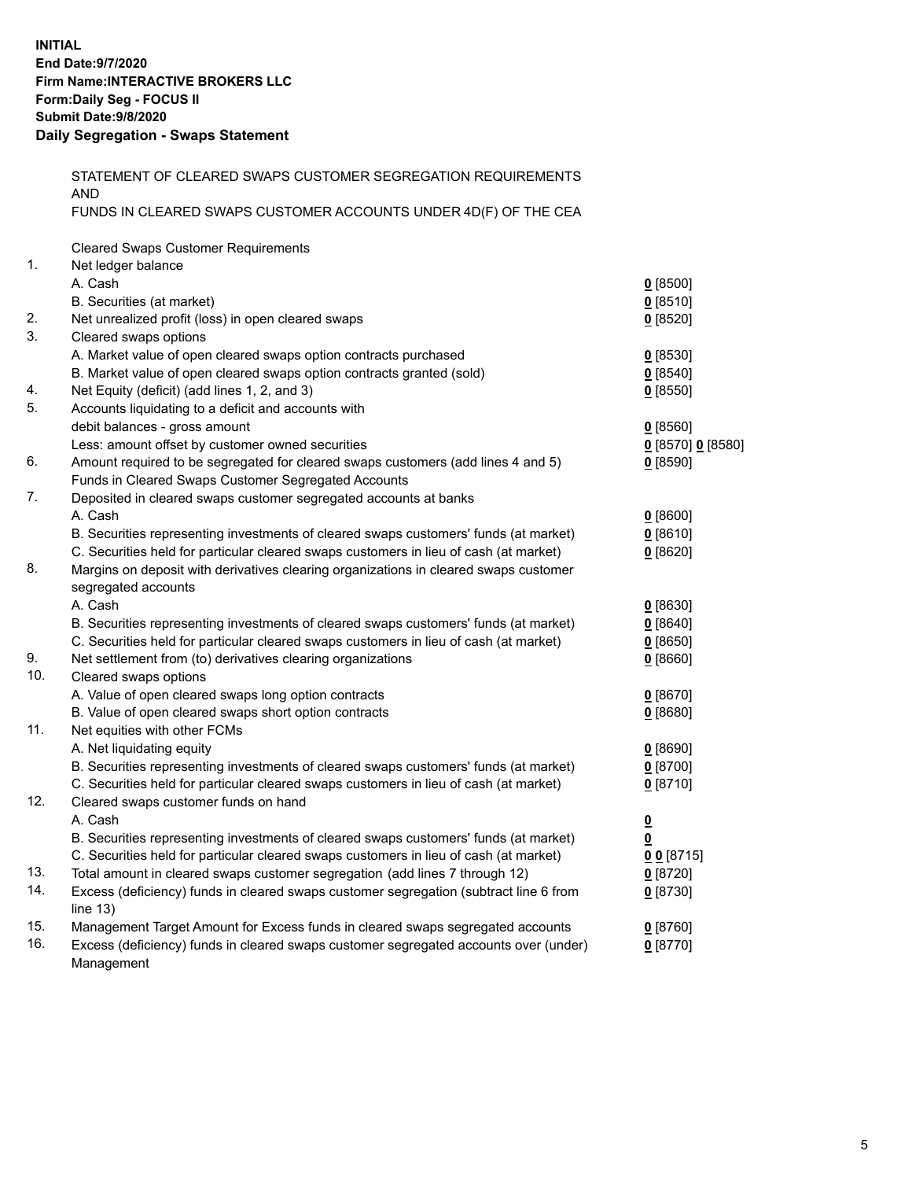**INITIAL**
**End Date:9/7/2020**
**Firm Name:INTERACTIVE BROKERS LLC**
**Form:Daily Seg - FOCUS II**
**Submit Date:9/8/2020**
**Daily Segregation - Swaps Statement**

STATEMENT OF CLEARED SWAPS CUSTOMER SEGREGATION REQUIREMENTS AND FUNDS IN CLEARED SWAPS CUSTOMER ACCOUNTS UNDER 4D(F) OF THE CEA

| | | |
|---|---|---|
| | Cleared Swaps Customer Requirements | |
| 1. | Net ledger balance | |
| | A. Cash | 0 [8500] |
| | B. Securities (at market) | 0 [8510] |
| 2. | Net unrealized profit (loss) in open cleared swaps | 0 [8520] |
| 3. | Cleared swaps options | |
| | A. Market value of open cleared swaps option contracts purchased | 0 [8530] |
| | B. Market value of open cleared swaps option contracts granted (sold) | 0 [8540] |
| 4. | Net Equity (deficit) (add lines 1, 2, and 3) | 0 [8550] |
| 5. | Accounts liquidating to a deficit and accounts with debit balances - gross amount | 0 [8560] |
| | Less: amount offset by customer owned securities | 0 [8570] 0 [8580] |
| 6. | Amount required to be segregated for cleared swaps customers (add lines 4 and 5) | 0 [8590] |
| | Funds in Cleared Swaps Customer Segregated Accounts | |
| 7. | Deposited in cleared swaps customer segregated accounts at banks | |
| | A. Cash | 0 [8600] |
| | B. Securities representing investments of cleared swaps customers' funds (at market) | 0 [8610] |
| | C. Securities held for particular cleared swaps customers in lieu of cash (at market) | 0 [8620] |
| 8. | Margins on deposit with derivatives clearing organizations in cleared swaps customer segregated accounts | |
| | A. Cash | 0 [8630] |
| | B. Securities representing investments of cleared swaps customers' funds (at market) | 0 [8640] |
| | C. Securities held for particular cleared swaps customers in lieu of cash (at market) | 0 [8650] |
| 9. | Net settlement from (to) derivatives clearing organizations | 0 [8660] |
| 10. | Cleared swaps options | |
| | A. Value of open cleared swaps long option contracts | 0 [8670] |
| | B. Value of open cleared swaps short option contracts | 0 [8680] |
| 11. | Net equities with other FCMs | |
| | A. Net liquidating equity | 0 [8690] |
| | B. Securities representing investments of cleared swaps customers' funds (at market) | 0 [8700] |
| | C. Securities held for particular cleared swaps customers in lieu of cash (at market) | 0 [8710] |
| 12. | Cleared swaps customer funds on hand | |
| | A. Cash | 0 |
| | B. Securities representing investments of cleared swaps customers' funds (at market) | 0 |
| | C. Securities held for particular cleared swaps customers in lieu of cash (at market) | 0 0 [8715] |
| 13. | Total amount in cleared swaps customer segregation (add lines 7 through 12) | 0 [8720] |
| 14. | Excess (deficiency) funds in cleared swaps customer segregation (subtract line 6 from line 13) | 0 [8730] |
| 15. | Management Target Amount for Excess funds in cleared swaps segregated accounts | 0 [8760] |
| 16. | Excess (deficiency) funds in cleared swaps customer segregated accounts over (under) Management | 0 [8770] |